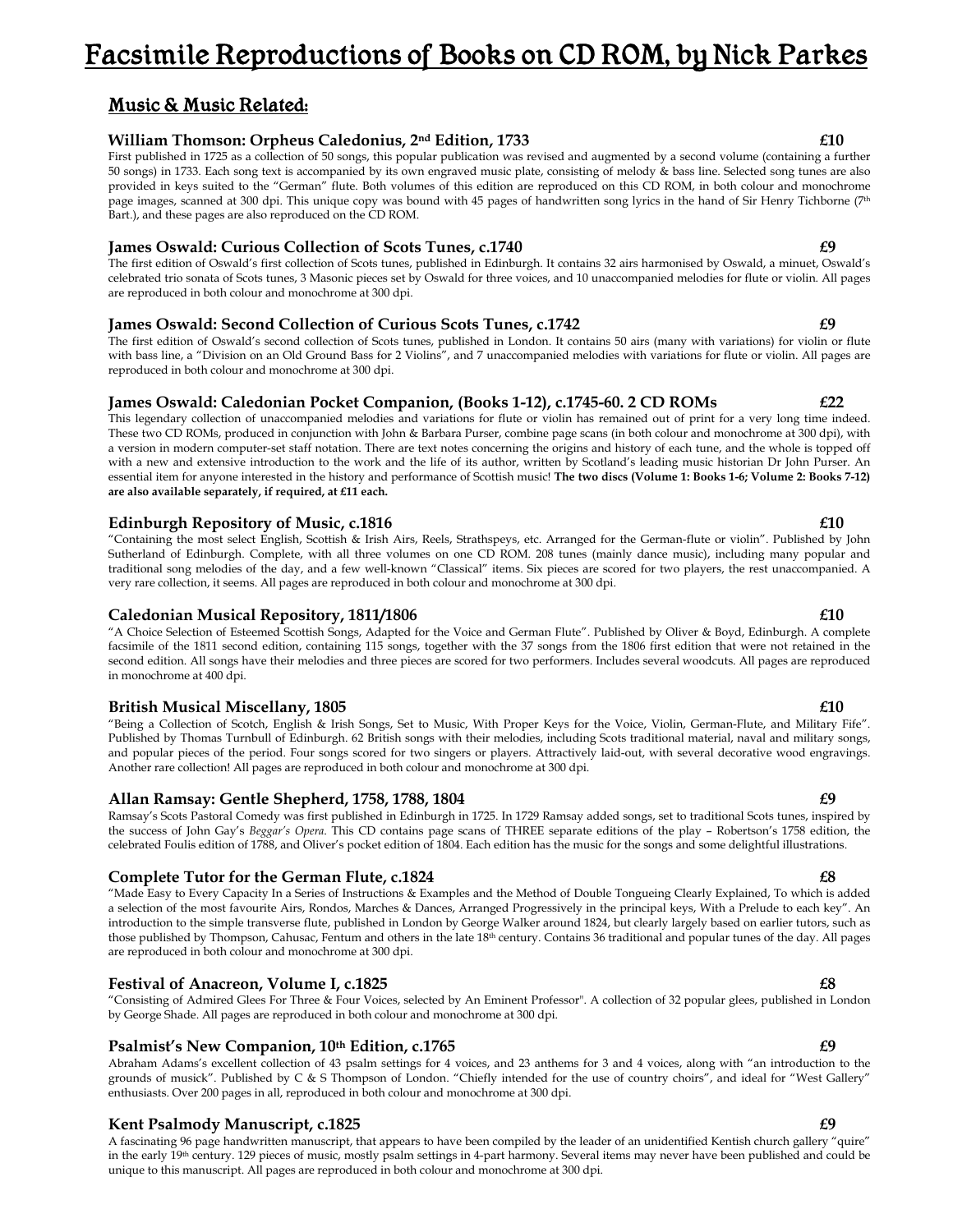# Facsimile Reproductions of Books on CD ROM, by Nick Parkes

## Music & Music Related:

### William Thomson: Orpheus Caledonius, 2nd Edition, 1733 — £10

First published in 1725 as a collection of 50 songs, this popular publication was revised and augmented by a second volume (containing a further 50 songs) in 1733. Each song text is accompanied by its own engraved music plate, consisting of melody & bass line. Selected song tunes are also provided in keys suited to the "German" flute. Both volumes of this edition are reproduced on this CD ROM, in both colour and monochrome page images, scanned at 300 dpi. This unique copy was bound with 45 pages of handwritten song lyrics in the hand of Sir Henry Tichborne (7th Bart.), and these pages are also reproduced on the CD ROM.

### James Oswald: Curious Collection of Scots Tunes, c.1740 — £9

The first edition of Oswald's first collection of Scots tunes, published in Edinburgh. It contains 32 airs harmonised by Oswald, a minuet, Oswald's celebrated trio sonata of Scots tunes, 3 Masonic pieces set by Oswald for three voices, and 10 unaccompanied melodies for flute or violin. All pages are reproduced in both colour and monochrome at 300 dpi.

### James Oswald: Second Collection of Curious Scots Tunes, c.1742 — £9

The first edition of Oswald's second collection of Scots tunes, published in London. It contains 50 airs (many with variations) for violin or flute with bass line, a "Division on an Old Ground Bass for 2 Violins", and 7 unaccompanied melodies with variations for flute or violin. All pages are reproduced in both colour and monochrome at 300 dpi.

### James Oswald: Caledonian Pocket Companion, (Books 1-12), c.1745-60. 2 CD ROMs — £22

This legendary collection of unaccompanied melodies and variations for flute or violin has remained out of print for a very long time indeed. These two CD ROMs, produced in conjunction with John & Barbara Purser, combine page scans (in both colour and monochrome at 300 dpi), with a version in modern computer-set staff notation. There are text notes concerning the origins and history of each tune, and the whole is topped off with a new and extensive introduction to the work and the life of its author, written by Scotland's leading music historian Dr John Purser. An essential item for anyone interested in the history and performance of Scottish music! **The two discs (Volume 1: Books 1-6; Volume 2: Books 7-12) are also available separately, if required, at £11 each.**

### Edinburgh Repository of Music, c.1816 — £10

"Containing the most select English, Scottish & Irish Airs, Reels, Strathspeys, etc. Arranged for the German-flute or violin". Published by John Sutherland of Edinburgh. Complete, with all three volumes on one CD ROM. 208 tunes (mainly dance music), including many popular and traditional song melodies of the day, and a few well-known "Classical" items. Six pieces are scored for two players, the rest unaccompanied. A very rare collection, it seems. All pages are reproduced in both colour and monochrome at 300 dpi.

### Caledonian Musical Repository, 1811/1806 — £10

"A Choice Selection of Esteemed Scottish Songs, Adapted for the Voice and German Flute". Published by Oliver & Boyd, Edinburgh. A complete facsimile of the 1811 second edition, containing 115 songs, together with the 37 songs from the 1806 first edition that were not retained in the second edition. All songs have their melodies and three pieces are scored for two performers. Includes several woodcuts. All pages are reproduced in monochrome at 400 dpi.

### British Musical Miscellany, 1805 — £10

"Being a Collection of Scotch, English & Irish Songs, Set to Music, With Proper Keys for the Voice, Violin, German-Flute, and Military Fife". Published by Thomas Turnbull of Edinburgh. 62 British songs with their melodies, including Scots traditional material, naval and military songs, and popular pieces of the period. Four songs scored for two singers or players. Attractively laid-out, with several decorative wood engravings. Another rare collection! All pages are reproduced in both colour and monochrome at 300 dpi.

### Allan Ramsay: Gentle Shepherd, 1758, 1788, 1804 — £9

Ramsay's Scots Pastoral Comedy was first published in Edinburgh in 1725. In 1729 Ramsay added songs, set to traditional Scots tunes, inspired by the success of John Gay's *Beggar's Opera*. This CD contains page scans of THREE separate editions of the play – Robertson's 1758 edition, the celebrated Foulis edition of 1788, and Oliver's pocket edition of 1804. Each edition has the music for the songs and some delightful illustrations.

### Complete Tutor for the German Flute, c.1824 — £8

"Made Easy to Every Capacity In a Series of Instructions & Examples and the Method of Double Tongueing Clearly Explained, To which is added a selection of the most favourite Airs, Rondos, Marches & Dances, Arranged Progressively in the principal keys, With a Prelude to each key". An introduction to the simple transverse flute, published in London by George Walker around 1824, but clearly largely based on earlier tutors, such as those published by Thompson, Cahusac, Fentum and others in the late 18th century. Contains 36 traditional and popular tunes of the day. All pages are reproduced in both colour and monochrome at 300 dpi.

### Festival of Anacreon, Volume I, c.1825 — £8

"Consisting of Admired Glees For Three & Four Voices, selected by An Eminent Professor". A collection of 32 popular glees, published in London by George Shade. All pages are reproduced in both colour and monochrome at 300 dpi.

### Psalmist's New Companion, 10th Edition, c.1765 — £9

Abraham Adams's excellent collection of 43 psalm settings for 4 voices, and 23 anthems for 3 and 4 voices, along with "an introduction to the grounds of musick". Published by C & S Thompson of London. "Chiefly intended for the use of country choirs", and ideal for "West Gallery" enthusiasts. Over 200 pages in all, reproduced in both colour and monochrome at 300 dpi.

### Kent Psalmody Manuscript, c.1825 — £9

A fascinating 96 page handwritten manuscript, that appears to have been compiled by the leader of an unidentified Kentish church gallery "quire" in the early 19th century. 129 pieces of music, mostly psalm settings in 4-part harmony. Several items may never have been published and could be unique to this manuscript. All pages are reproduced in both colour and monochrome at 300 dpi.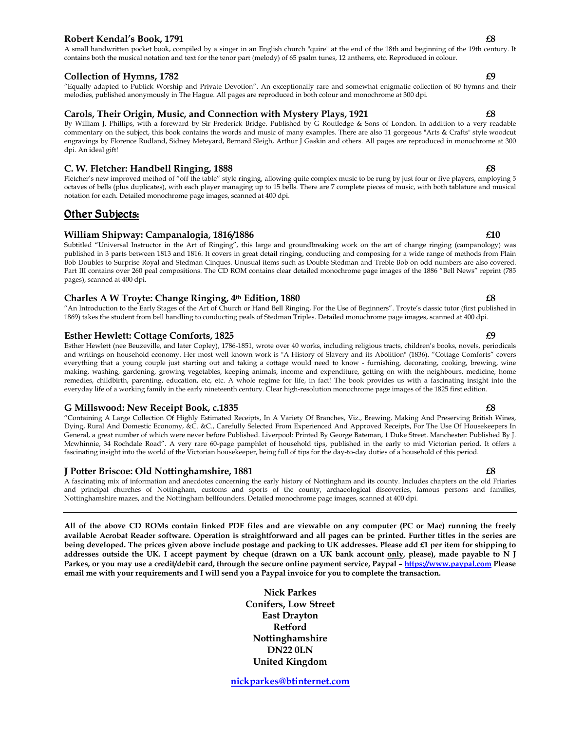### Robert Kendal's Book, 1791 £8

A small handwritten pocket book, compiled by a singer in an English church "quire" at the end of the 18th and beginning of the 19th century. It contains both the musical notation and text for the tenor part (melody) of 65 psalm tunes, 12 anthems, etc. Reproduced in colour.

### Collection of Hymns, 1782 £9

"Equally adapted to Publick Worship and Private Devotion". An exceptionally rare and somewhat enigmatic collection of 80 hymns and their melodies, published anonymously in The Hague. All pages are reproduced in both colour and monochrome at 300 dpi.

### Carols, Their Origin, Music, and Connection with Mystery Plays, 1921 £8

By William J. Phillips, with a foreward by Sir Frederick Bridge. Published by G Routledge & Sons of London. In addition to a very readable commentary on the subject, this book contains the words and music of many examples. There are also 11 gorgeous "Arts & Crafts" style woodcut engravings by Florence Rudland, Sidney Meteyard, Bernard Sleigh, Arthur J Gaskin and others. All pages are reproduced in monochrome at 300 dpi. An ideal gift!

### C. W. Fletcher: Handbell Ringing, 1888 £8

Fletcher's new improved method of "off the table" style ringing, allowing quite complex music to be rung by just four or five players, employing 5 octaves of bells (plus duplicates), with each player managing up to 15 bells. There are 7 complete pieces of music, with both tablature and musical notation for each. Detailed monochrome page images, scanned at 400 dpi.

## Other Subjects:

### William Shipway: Campanalogia, 1816/1886 £10

Subtitled "Universal Instructor in the Art of Ringing", this large and groundbreaking work on the art of change ringing (campanology) was published in 3 parts between 1813 and 1816. It covers in great detail ringing, conducting and composing for a wide range of methods from Plain Bob Doubles to Surprise Royal and Stedman Cinques. Unusual items such as Double Stedman and Treble Bob on odd numbers are also covered. Part III contains over 260 peal compositions. The CD ROM contains clear detailed monochrome page images of the 1886 "Bell News" reprint (785 pages), scanned at 400 dpi.

### Charles A W Troyte: Change Ringing, 4th Edition, 1880 £8

"An Introduction to the Early Stages of the Art of Church or Hand Bell Ringing, For the Use of Beginners". Troyte's classic tutor (first published in 1869) takes the student from bell handling to conducting peals of Stedman Triples. Detailed monochrome page images, scanned at 400 dpi.

### Esther Hewlett: Cottage Comforts, 1825 £9

Esther Hewlett (nee Beuzeville, and later Copley), 1786-1851, wrote over 40 works, including religious tracts, children's books, novels, periodicals and writings on household economy. Her most well known work is "A History of Slavery and its Abolition" (1836). "Cottage Comforts" covers everything that a young couple just starting out and taking a cottage would need to know - furnishing, decorating, cooking, brewing, wine making, washing, gardening, growing vegetables, keeping animals, income and expenditure, getting on with the neighbours, medicine, home remedies, childbirth, parenting, education, etc, etc. A whole regime for life, in fact! The book provides us with a fascinating insight into the everyday life of a working family in the early nineteenth century. Clear high-resolution monochrome page images of the 1825 first edition.

### G Millswood: New Receipt Book, c.1835 £8

"Containing A Large Collection Of Highly Estimated Receipts, In A Variety Of Branches, Viz., Brewing, Making And Preserving British Wines, Dying, Rural And Domestic Economy, &C. &C., Carefully Selected From Experienced And Approved Receipts, For The Use Of Housekeepers In General, a great number of which were never before Published. Liverpool: Printed By George Bateman, 1 Duke Street. Manchester: Published By J. Mcwhinnie, 34 Rochdale Road". A very rare 60-page pamphlet of household tips, published in the early to mid Victorian period. It offers a fascinating insight into the world of the Victorian housekeeper, being full of tips for the day-to-day duties of a household of this period.

### J Potter Briscoe: Old Nottinghamshire, 1881 £8

A fascinating mix of information and anecdotes concerning the early history of Nottingham and its county. Includes chapters on the old Friaries and principal churches of Nottingham, customs and sports of the county, archaeological discoveries, famous persons and families, Nottinghamshire mazes, and the Nottingham bellfounders. Detailed monochrome page images, scanned at 400 dpi.

---

**All of the above CD ROMs contain linked PDF files and are viewable on any computer (PC or Mac) running the freely available Acrobat Reader software. Operation is straightforward and all pages can be printed. Further titles in the series are being developed. The prices given above include postage and packing to UK addresses. Please add £1 per item for shipping to addresses outside the UK. I accept payment by cheque (drawn on a UK bank account only, please), made payable to N J Parkes, or you may use a credit/debit card, through the secure online payment service, Paypal – https://www.paypal.com Please email me with your requirements and I will send you a Paypal invoice for you to complete the transaction.**

**Nick Parkes**
**Conifers, Low Street**
**East Drayton**
**Retford**
**Nottinghamshire**
**DN22 0LN**
**United Kingdom**

**nickparkes@btinternet.com**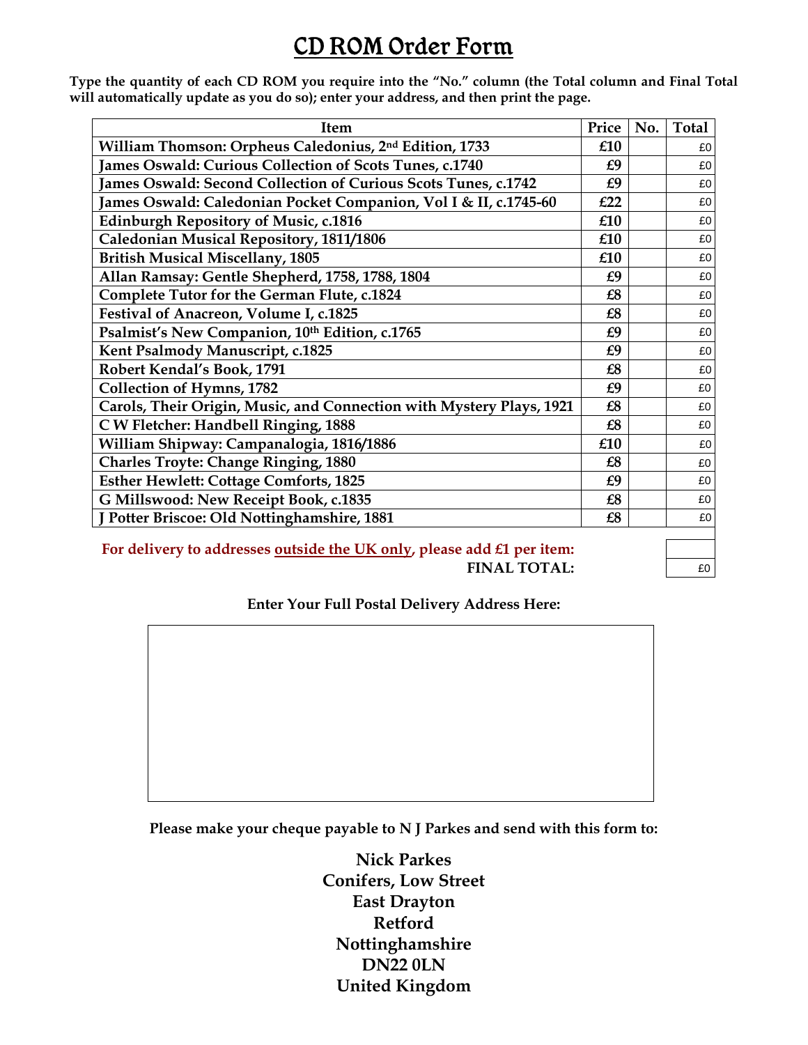# CD ROM Order Form

**Type the quantity of each CD ROM you require into the "No." column (the Total column and Final Total will automatically update as you do so); enter your address, and then print the page.**

| Item | Price | No. | Total |
|---|---|---|---|
| **William Thomson: Orpheus Caledonius, 2nd Edition, 1733** | **£10** | | £0 |
| **James Oswald: Curious Collection of Scots Tunes, c.1740** | **£9** | | £0 |
| **James Oswald: Second Collection of Curious Scots Tunes, c.1742** | **£9** | | £0 |
| **James Oswald: Caledonian Pocket Companion, Vol I & II, c.1745-60** | **£22** | | £0 |
| **Edinburgh Repository of Music, c.1816** | **£10** | | £0 |
| **Caledonian Musical Repository, 1811/1806** | **£10** | | £0 |
| **British Musical Miscellany, 1805** | **£10** | | £0 |
| **Allan Ramsay: Gentle Shepherd, 1758, 1788, 1804** | **£9** | | £0 |
| **Complete Tutor for the German Flute, c.1824** | **£8** | | £0 |
| **Festival of Anacreon, Volume I, c.1825** | **£8** | | £0 |
| **Psalmist's New Companion, 10th Edition, c.1765** | **£9** | | £0 |
| **Kent Psalmody Manuscript, c.1825** | **£9** | | £0 |
| **Robert Kendal's Book, 1791** | **£8** | | £0 |
| **Collection of Hymns, 1782** | **£9** | | £0 |
| **Carols, Their Origin, Music, and Connection with Mystery Plays, 1921** | **£8** | | £0 |
| **C W Fletcher: Handbell Ringing, 1888** | **£8** | | £0 |
| **William Shipway: Campanalogia, 1816/1886** | **£10** | | £0 |
| **Charles Troyte: Change Ringing, 1880** | **£8** | | £0 |
| **Esther Hewlett: Cottage Comforts, 1825** | **£9** | | £0 |
| **G Millswood: New Receipt Book, c.1835** | **£8** | | £0 |
| **J Potter Briscoe: Old Nottinghamshire, 1881** | **£8** | | £0 |
| **For delivery to addresses outside the UK only, please add £1 per item:** | | | |
| **FINAL TOTAL:** | | | £0 |

**Enter Your Full Postal Delivery Address Here:**

**Please make your cheque payable to N J Parkes and send with this form to:**

**Nick Parkes**
**Conifers, Low Street**
**East Drayton**
**Retford**
**Nottinghamshire**
**DN22 0LN**
**United Kingdom**